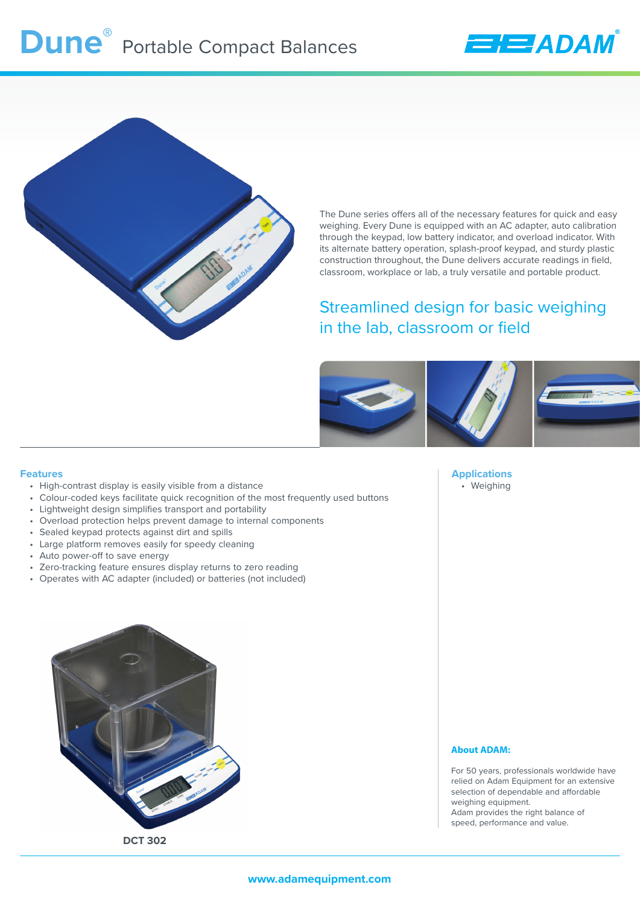# Dune® Portable Compact Balances

The Dune series offers all of the necessary features for quick and easy weighing. Every Dune is equipped with an AC adapter, auto calibration through the keypad, low battery indicator, and overload indicator. With its alternate battery operation, splash-proof keypad, and sturdy plastic construction throughout, the Dune delivers accurate readings in field, classroom, workplace or lab, a truly versatile and portable product.

## Streamlined design for basic weighing in the lab, classroom or field

### Features

- High-contrast display is easily visible from a distance
- Colour-coded keys facilitate quick recognition of the most frequently used buttons
- Lightweight design simplifies transport and portability
- Overload protection helps prevent damage to internal components
- Sealed keypad protects against dirt and spills
- Large platform removes easily for speedy cleaning
- Auto power-off to save energy
- Zero-tracking feature ensures display returns to zero reading
- Operates with AC adapter (included) or batteries (not included)

DCT 302

### Applications

- Weighing

### About ADAM:

For 50 years, professionals worldwide have relied on Adam Equipment for an extensive selection of dependable and affordable weighing equipment.
Adam provides the right balance of speed, performance and value.

www.adamequipment.com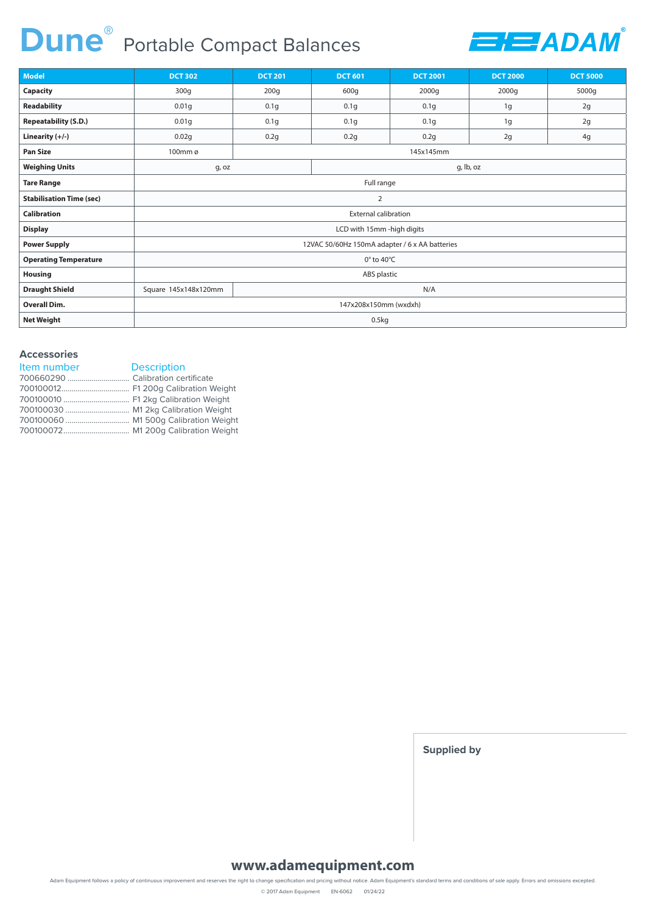# Dune® Portable Compact Balances

| Model | DCT 302 | DCT 201 | DCT 601 | DCT 2001 | DCT 2000 | DCT 5000 |
|---|---|---|---|---|---|---|
| Capacity | 300g | 200g | 600g | 2000g | 2000g | 5000g |
| Readability | 0.01g | 0.1g | 0.1g | 0.1g | 1g | 2g |
| Repeatability (S.D.) | 0.01g | 0.1g | 0.1g | 0.1g | 1g | 2g |
| Linearity (+/-) | 0.02g | 0.2g | 0.2g | 0.2g | 2g | 4g |
| Pan Size | 100mm ø | 145x145mm | | | | |
| Weighing Units | g, oz | | g, lb, oz | | | |
| Tare Range | Full range | | | | | |
| Stabilisation Time (sec) | 2 | | | | | |
| Calibration | External calibration | | | | | |
| Display | LCD with 15mm -high digits | | | | | |
| Power Supply | 12VAC 50/60Hz 150mA adapter / 6 x AA batteries | | | | | |
| Operating Temperature | 0° to 40°C | | | | | |
| Housing | ABS plastic | | | | | |
| Draught Shield | Square 145x148x120mm | N/A | | | | |
| Overall Dim. | 147x208x150mm (wxdxh) | | | | | |
| Net Weight | 0.5kg | | | | | |

## Accessories

| Item number | Description |
|---|---|
| 700660290 | Calibration certificate |
| 700100012 | F1 200g Calibration Weight |
| 700100010 | F1 2kg Calibration Weight |
| 700100030 | M1 2kg Calibration Weight |
| 700100060 | M1 500g Calibration Weight |
| 700100072 | M1 200g Calibration Weight |

**Supplied by**

**www.adamequipment.com**

Adam Equipment follows a policy of continuous improvement and reserves the right to change specification and pricing without notice. Adam Equipment's standard terms and conditions of sale apply. Errors and omissions excepted.

© 2017 Adam Equipment EN-6062 01/24/22